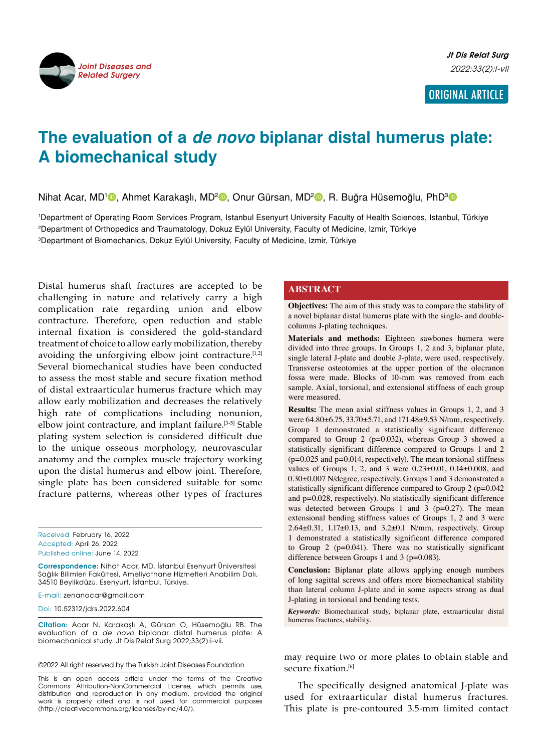ORIGINAL ARTICLE

# The evaluation of a *de novo* biplanar distal humerus plate: A biomechanical study

Nihat Acar, MD[1], Ahmet Karakaşlı, MD[2], Onur Gürsan, MD[2], R. Buğra Hüsemoğlu, PhD[3]

[1]Department of Operating Room Services Program, Istanbul Esenyurt University Faculty of Health Sciences, Istanbul, Türkiye
[2]Department of Orthopedics and Traumatology, Dokuz Eylül University, Faculty of Medicine, Izmir, Türkiye
[3]Department of Biomechanics, Dokuz Eylül University, Faculty of Medicine, Izmir, Türkiye

## ABSTRACT

**Objectives:** The aim of this study was to compare the stability of a novel biplanar distal humerus plate with the single- and double-columns J-plating techniques.

**Materials and methods:** Eighteen sawbones humera were divided into three groups. In Groups 1, 2 and 3, biplanar plate, single lateral J-plate and double J-plate, were used, respectively. Transverse osteotomies at the upper portion of the olecranon fossa were made. Blocks of 10-mm was removed from each sample. Axial, torsional, and extensional stiffness of each group were measured.

**Results:** The mean axial stiffness values in Groups 1, 2, and 3 were 64.80±6.75, 33.70±5.71, and 171.48±9.53 N/mm, respectively. Group 1 demonstrated a statistically significant difference compared to Group 2 (p=0.032), whereas Group 3 showed a statistically significant difference compared to Groups 1 and 2 (p=0.025 and p=0.014, respectively). The mean torsional stiffness values of Groups 1, 2, and 3 were 0.23±0.01, 0.14±0.008, and 0.30±0.007 N/degree, respectively. Groups 1 and 3 demonstrated a statistically significant difference compared to Group 2 (p=0.042 and p=0.028, respectively). No statistically significant difference was detected between Groups 1 and 3 (p=0.27). The mean extensional bending stiffness values of Groups 1, 2 and 3 were 2.64±0.31, 1.17±0.13, and 3.2±0.1 N/mm, respectively. Group 1 demonstrated a statistically significant difference compared to Group 2 (p=0.041). There was no statistically significant difference between Groups 1 and 3 (p=0.083).

**Conclusion:** Biplanar plate allows applying enough numbers of long sagittal screws and offers more biomechanical stability than lateral column J-plate and in some aspects strong as dual J-plating in torsional and bending tests.

***Keywords:*** Biomechanical study, biplanar plate, extraarticular distal humerus fractures, stability.

Distal humerus shaft fractures are accepted to be challenging in nature and relatively carry a high complication rate regarding union and elbow contracture. Therefore, open reduction and stable internal fixation is considered the gold-standard treatment of choice to allow early mobilization, thereby avoiding the unforgiving elbow joint contracture.[1,2] Several biomechanical studies have been conducted to assess the most stable and secure fixation method of distal extraarticular humerus fracture which may allow early mobilization and decreases the relatively high rate of complications including nonunion, elbow joint contracture, and implant failure.[3-5] Stable plating system selection is considered difficult due to the unique osseous morphology, neurovascular anatomy and the complex muscle trajectory working upon the distal humerus and elbow joint. Therefore, single plate has been considered suitable for some fracture patterns, whereas other types of fractures may require two or more plates to obtain stable and secure fixation.[6]

The specifically designed anatomical J-plate was used for extraarticular distal humerus fractures. This plate is pre-contoured 3.5-mm limited contact

Received: February 16, 2022
Accepted: April 26, 2022
Published online: June 14, 2022

**Correspondence**: Nihat Acar, MD. İstanbul Esenyurt Üniversitesi Sağlık Bilimleri Fakültesi, Ameliyathane Hizmetleri Anabilim Dalı, 34510 Beylikdüzü, Esenyurt, İstanbul, Türkiye.

E-mail: zenanacar@gmail.com

Doi: 10.52312/jdrs.2022.604

**Citation:** Acar N, Karakaşlı A, Gürsan O, Hüsemoğlu RB. The evaluation of a *de novo* biplanar distal humerus plate: A biomechanical study. Jt Dis Relat Surg 2022;33(2):i-vii.

©2022 All right reserved by the Turkish Joint Diseases Foundation

This is an open access article under the terms of the Creative Commons Attribution-NonCommercial License, which permits use, distribution and reproduction in any medium, provided the original work is properly cited and is not used for commercial purposes (http://creativecommons.org/licenses/by-nc/4.0/).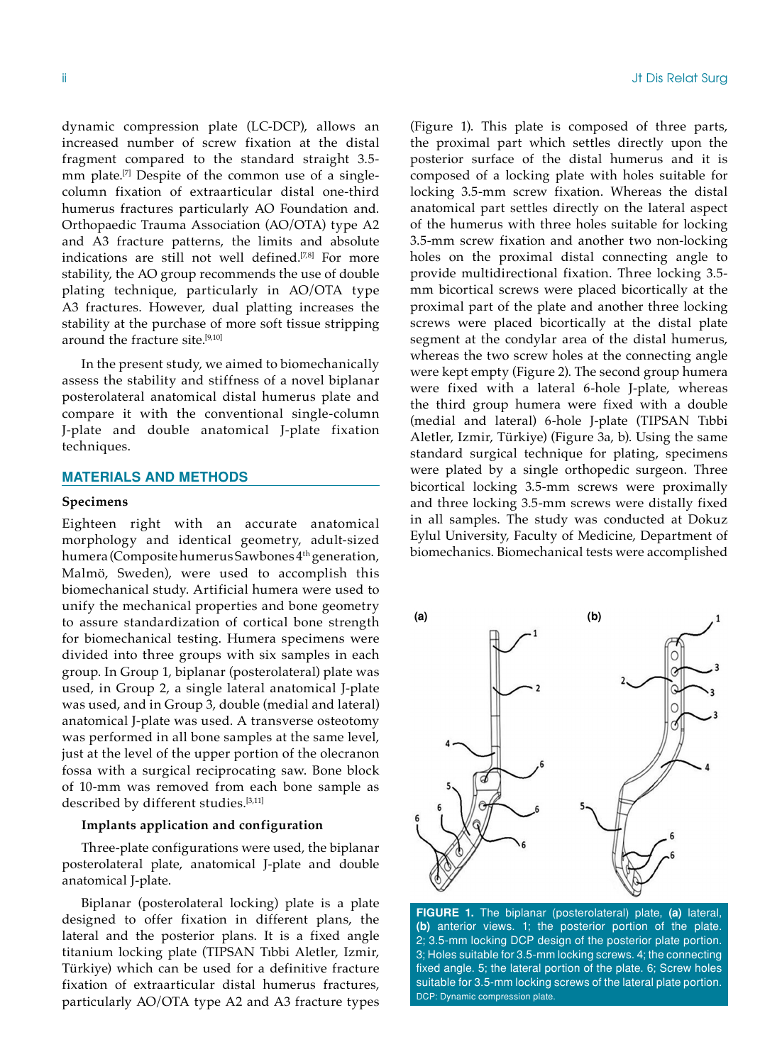dynamic compression plate (LC-DCP), allows an increased number of screw fixation at the distal fragment compared to the standard straight 3.5-mm plate.[7] Despite of the common use of a single-column fixation of extraarticular distal one-third humerus fractures particularly AO Foundation and. Orthopaedic Trauma Association (AO/OTA) type A2 and A3 fracture patterns, the limits and absolute indications are still not well defined.[7,8] For more stability, the AO group recommends the use of double plating technique, particularly in AO/OTA type A3 fractures. However, dual platting increases the stability at the purchase of more soft tissue stripping around the fracture site.[9,10]

In the present study, we aimed to biomechanically assess the stability and stiffness of a novel biplanar posterolateral anatomical distal humerus plate and compare it with the conventional single-column J-plate and double anatomical J-plate fixation techniques.

## MATERIALS AND METHODS

### Specimens

Eighteen right with an accurate anatomical morphology and identical geometry, adult-sized humera (Composite humerus Sawbones 4th generation, Malmö, Sweden), were used to accomplish this biomechanical study. Artificial humera were used to unify the mechanical properties and bone geometry to assure standardization of cortical bone strength for biomechanical testing. Humera specimens were divided into three groups with six samples in each group. In Group 1, biplanar (posterolateral) plate was used, in Group 2, a single lateral anatomical J-plate was used, and in Group 3, double (medial and lateral) anatomical J-plate was used. A transverse osteotomy was performed in all bone samples at the same level, just at the level of the upper portion of the olecranon fossa with a surgical reciprocating saw. Bone block of 10-mm was removed from each bone sample as described by different studies.[3,11]

### Implants application and configuration

Three-plate configurations were used, the biplanar posterolateral plate, anatomical J-plate and double anatomical J-plate.

Biplanar (posterolateral locking) plate is a plate designed to offer fixation in different plans, the lateral and the posterior plans. It is a fixed angle titanium locking plate (TIPSAN Tıbbi Aletler, Izmir, Türkiye) which can be used for a definitive fracture fixation of extraarticular distal humerus fractures, particularly AO/OTA type A2 and A3 fracture types (Figure 1). This plate is composed of three parts, the proximal part which settles directly upon the posterior surface of the distal humerus and it is composed of a locking plate with holes suitable for locking 3.5-mm screw fixation. Whereas the distal anatomical part settles directly on the lateral aspect of the humerus with three holes suitable for locking 3.5-mm screw fixation and another two non-locking holes on the proximal distal connecting angle to provide multidirectional fixation. Three locking 3.5-mm bicortical screws were placed bicortically at the proximal part of the plate and another three locking screws were placed bicortically at the distal plate segment at the condylar area of the distal humerus, whereas the two screw holes at the connecting angle were kept empty (Figure 2). The second group humera were fixed with a lateral 6-hole J-plate, whereas the third group humera were fixed with a double (medial and lateral) 6-hole J-plate (TIPSAN Tıbbi Aletler, Izmir, Türkiye) (Figure 3a, b). Using the same standard surgical technique for plating, specimens were plated by a single orthopedic surgeon. Three bicortical locking 3.5-mm screws were proximally and three locking 3.5-mm screws were distally fixed in all samples. The study was conducted at Dokuz Eylul University, Faculty of Medicine, Department of biomechanics. Biomechanical tests were accomplished

**FIGURE 1.** The biplanar (posterolateral) plate, **(a)** lateral, **(b)** anterior views. 1; the posterior portion of the plate. 2; 3.5-mm locking DCP design of the posterior plate portion. 3; Holes suitable for 3.5-mm locking screws. 4; the connecting fixed angle. 5; the lateral portion of the plate. 6; Screw holes suitable for 3.5-mm locking screws of the lateral plate portion. DCP: Dynamic compression plate.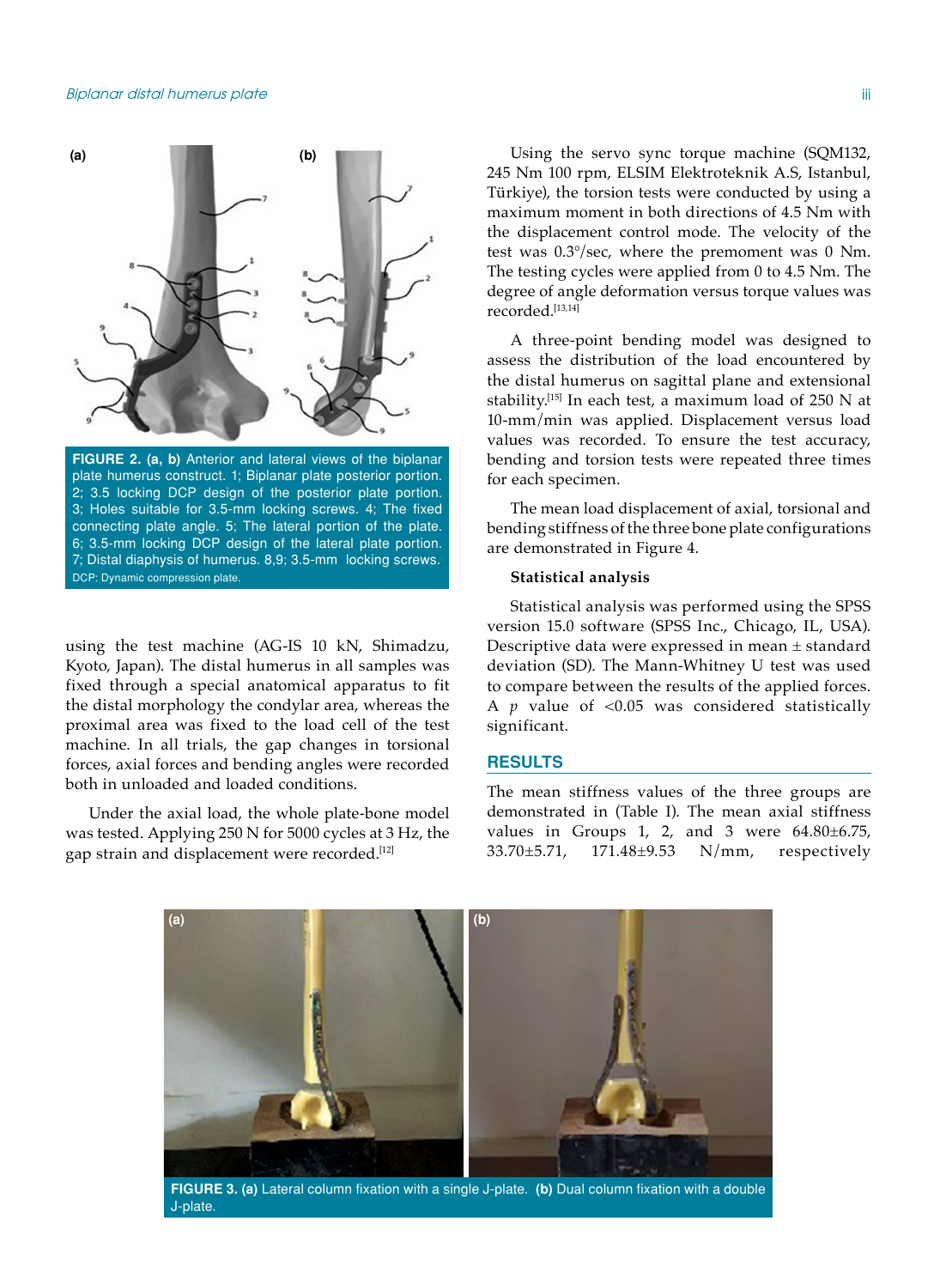FIGURE 2. (a, b) Anterior and lateral views of the biplanar plate humerus construct. 1; Biplanar plate posterior portion. 2; 3.5 locking DCP design of the posterior plate portion. 3; Holes suitable for 3.5-mm locking screws. 4; The fixed connecting plate angle. 5; The lateral portion of the plate. 6; 3.5-mm locking DCP design of the lateral plate portion. 7; Distal diaphysis of humerus. 8,9; 3.5-mm locking screws. DCP: Dynamic compression plate.

using the test machine (AG-IS 10 kN, Shimadzu, Kyoto, Japan). The distal humerus in all samples was fixed through a special anatomical apparatus to fit the distal morphology the condylar area, whereas the proximal area was fixed to the load cell of the test machine. In all trials, the gap changes in torsional forces, axial forces and bending angles were recorded both in unloaded and loaded conditions.

Under the axial load, the whole plate-bone model was tested. Applying 250 N for 5000 cycles at 3 Hz, the gap strain and displacement were recorded.[12]

Using the servo sync torque machine (SQM132, 245 Nm 100 rpm, ELSIM Elektroteknik A.S, Istanbul, Türkiye), the torsion tests were conducted by using a maximum moment in both directions of 4.5 Nm with the displacement control mode. The velocity of the test was 0.3°/sec, where the premoment was 0 Nm. The testing cycles were applied from 0 to 4.5 Nm. The degree of angle deformation versus torque values was recorded.[13,14]

A three-point bending model was designed to assess the distribution of the load encountered by the distal humerus on sagittal plane and extensional stability.[15] In each test, a maximum load of 250 N at 10-mm/min was applied. Displacement versus load values was recorded. To ensure the test accuracy, bending and torsion tests were repeated three times for each specimen.

The mean load displacement of axial, torsional and bending stiffness of the three bone plate configurations are demonstrated in Figure 4.

### Statistical analysis

Statistical analysis was performed using the SPSS version 15.0 software (SPSS Inc., Chicago, IL, USA). Descriptive data were expressed in mean ± standard deviation (SD). The Mann-Whitney U test was used to compare between the results of the applied forces. A *p* value of <0.05 was considered statistically significant.

## RESULTS

The mean stiffness values of the three groups are demonstrated in (Table I). The mean axial stiffness values in Groups 1, 2, and 3 were 64.80±6.75, 33.70±5.71, 171.48±9.53 N/mm, respectively

FIGURE 3. (a) Lateral column fixation with a single J-plate. (b) Dual column fixation with a double J-plate.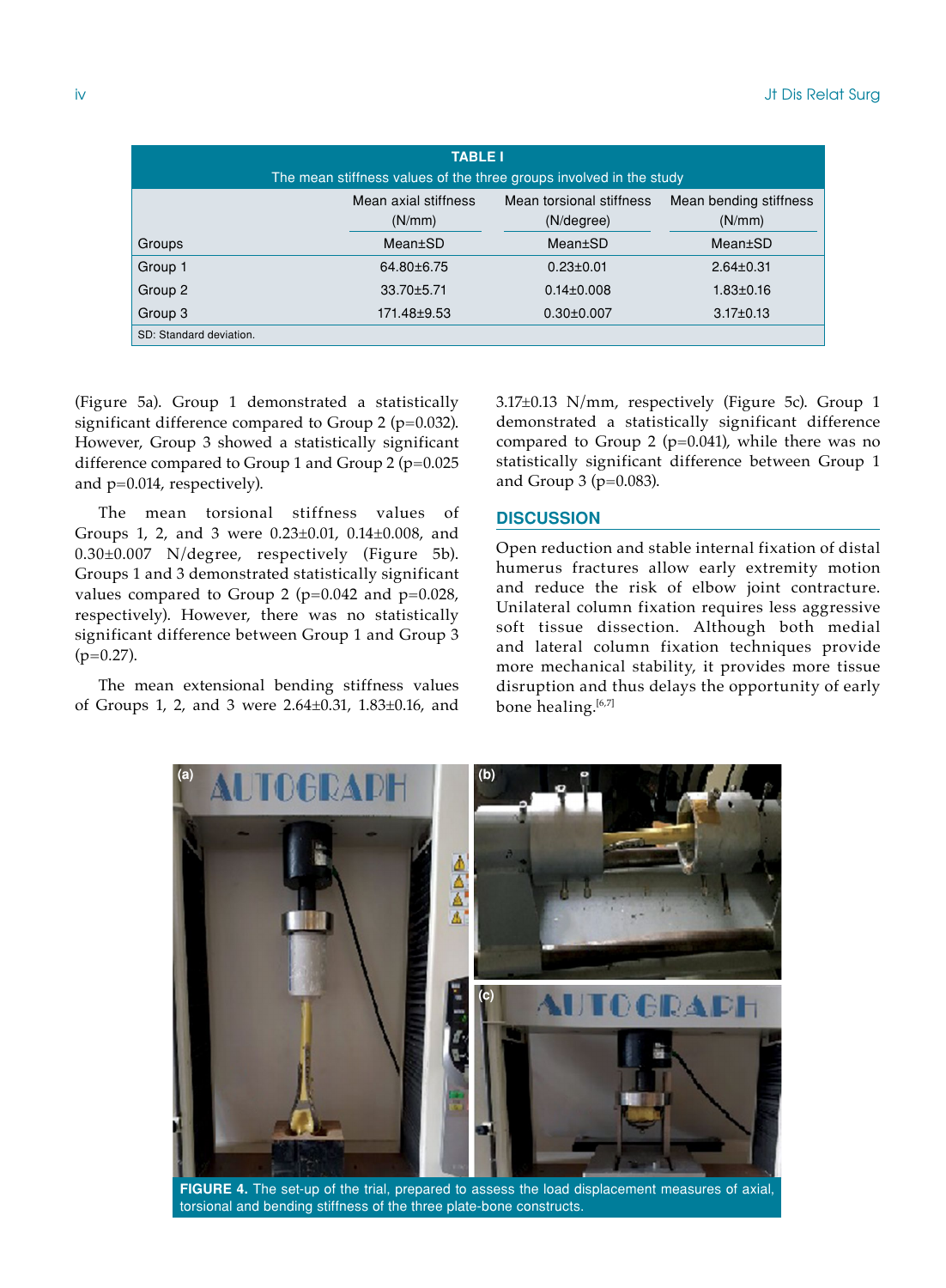TABLE I

The mean stiffness values of the three groups involved in the study

| | Mean axial stiffness (N/mm) | Mean torsional stiffness (N/degree) | Mean bending stiffness (N/mm) |
|---|---|---|---|
| Groups | Mean±SD | Mean±SD | Mean±SD |
| Group 1 | 64.80±6.75 | 0.23±0.01 | 2.64±0.31 |
| Group 2 | 33.70±5.71 | 0.14±0.008 | 1.83±0.16 |
| Group 3 | 171.48±9.53 | 0.30±0.007 | 3.17±0.13 |

SD: Standard deviation.

(Figure 5a). Group 1 demonstrated a statistically significant difference compared to Group 2 ($p=0.032$). However, Group 3 showed a statistically significant difference compared to Group 1 and Group 2 ($p=0.025$ and $p=0.014$, respectively).

The mean torsional stiffness values of Groups 1, 2, and 3 were 0.23±0.01, 0.14±0.008, and 0.30±0.007 N/degree, respectively (Figure 5b). Groups 1 and 3 demonstrated statistically significant values compared to Group 2 ($p=0.042$ and $p=0.028$, respectively). However, there was no statistically significant difference between Group 1 and Group 3 ($p=0.27$).

The mean extensional bending stiffness values of Groups 1, 2, and 3 were 2.64±0.31, 1.83±0.16, and 3.17±0.13 N/mm, respectively (Figure 5c). Group 1 demonstrated a statistically significant difference compared to Group 2 ($p=0.041$), while there was no statistically significant difference between Group 1 and Group 3 ($p=0.083$).

## DISCUSSION

Open reduction and stable internal fixation of distal humerus fractures allow early extremity motion and reduce the risk of elbow joint contracture. Unilateral column fixation requires less aggressive soft tissue dissection. Although both medial and lateral column fixation techniques provide more mechanical stability, it provides more tissue disruption and thus delays the opportunity of early bone healing.[6,7]

**FIGURE 4.** The set-up of the trial, prepared to assess the load displacement measures of axial, torsional and bending stiffness of the three plate-bone constructs.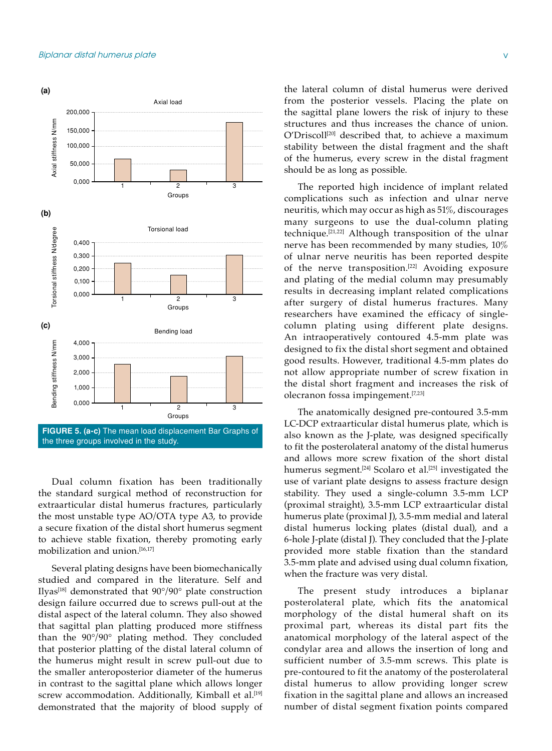FIGURE 5. (a-c) The mean load displacement Bar Graphs of the three groups involved in the study.

Dual column fixation has been traditionally the standard surgical method of reconstruction for extraarticular distal humerus fractures, particularly the most unstable type AO/OTA type A3, to provide a secure fixation of the distal short humerus segment to achieve stable fixation, thereby promoting early mobilization and union.[16,17]

Several plating designs have been biomechanically studied and compared in the literature. Self and Ilyas[18] demonstrated that 90°/90° plate construction design failure occurred due to screws pull-out at the distal aspect of the lateral column. They also showed that sagittal plan platting produced more stiffness than the 90°/90° plating method. They concluded that posterior platting of the distal lateral column of the humerus might result in screw pull-out due to the smaller anteroposterior diameter of the humerus in contrast to the sagittal plane which allows longer screw accommodation. Additionally, Kimball et al.[19] demonstrated that the majority of blood supply of the lateral column of distal humerus were derived from the posterior vessels. Placing the plate on the sagittal plane lowers the risk of injury to these structures and thus increases the chance of union. O'Driscoll[20] described that, to achieve a maximum stability between the distal fragment and the shaft of the humerus, every screw in the distal fragment should be as long as possible.

The reported high incidence of implant related complications such as infection and ulnar nerve neuritis, which may occur as high as 51%, discourages many surgeons to use the dual-column plating technique.[21,22] Although transposition of the ulnar nerve has been recommended by many studies, 10% of ulnar nerve neuritis has been reported despite of the nerve transposition.[22] Avoiding exposure and plating of the medial column may presumably results in decreasing implant related complications after surgery of distal humerus fractures. Many researchers have examined the efficacy of single-column plating using different plate designs. An intraoperatively contoured 4.5-mm plate was designed to fix the distal short segment and obtained good results. However, traditional 4.5-mm plates do not allow appropriate number of screw fixation in the distal short fragment and increases the risk of olecranon fossa impingement.[7,23]

The anatomically designed pre-contoured 3.5-mm LC-DCP extraarticular distal humerus plate, which is also known as the J-plate, was designed specifically to fit the posterolateral anatomy of the distal humerus and allows more screw fixation of the short distal humerus segment.[24] Scolaro et al.[25] investigated the use of variant plate designs to assess fracture design stability. They used a single-column 3.5-mm LCP (proximal straight), 3.5-mm LCP extraarticular distal humerus plate (proximal J), 3.5-mm medial and lateral distal humerus locking plates (distal dual), and a 6-hole J-plate (distal J). They concluded that the J-plate provided more stable fixation than the standard 3.5-mm plate and advised using dual column fixation, when the fracture was very distal.

The present study introduces a biplanar posterolateral plate, which fits the anatomical morphology of the distal humeral shaft on its proximal part, whereas its distal part fits the anatomical morphology of the lateral aspect of the condylar area and allows the insertion of long and sufficient number of 3.5-mm screws. This plate is pre-contoured to fit the anatomy of the posterolateral distal humerus to allow providing longer screw fixation in the sagittal plane and allows an increased number of distal segment fixation points compared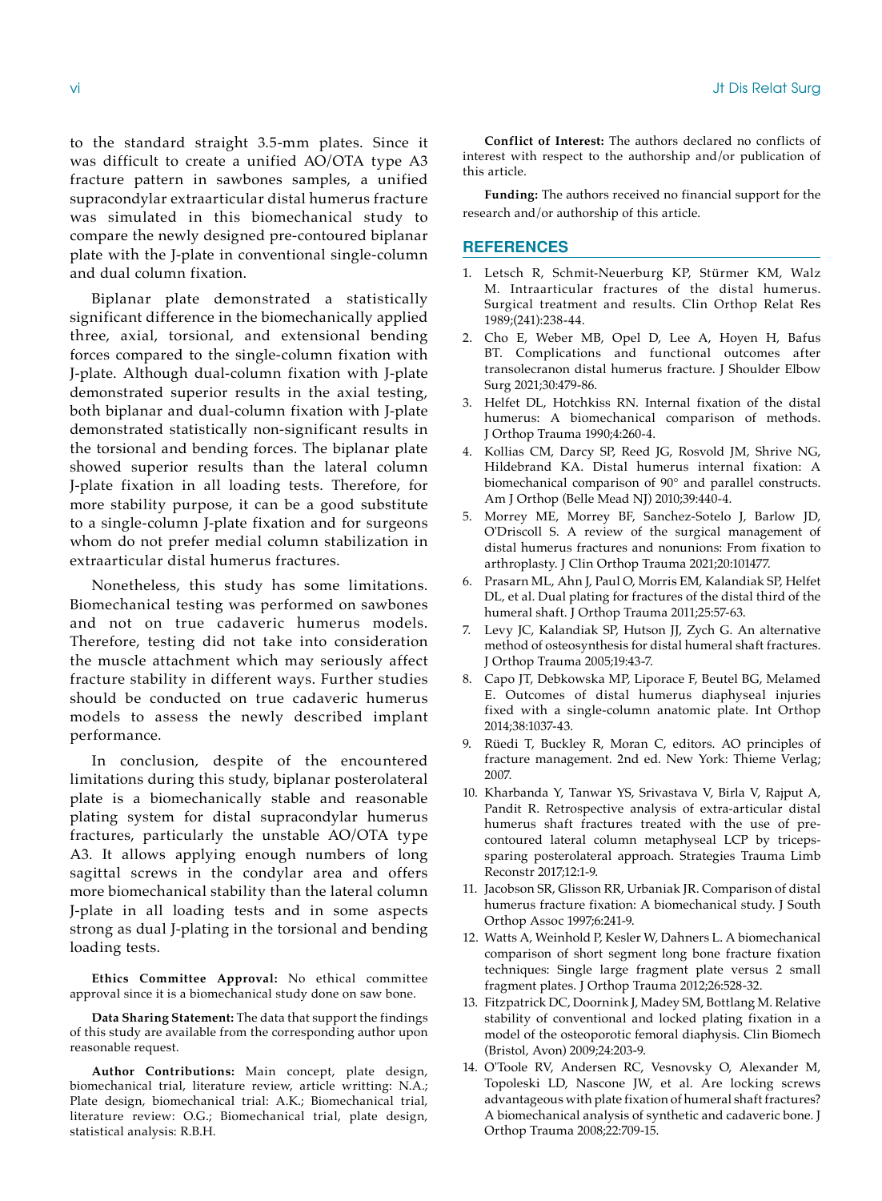to the standard straight 3.5-mm plates. Since it was difficult to create a unified AO/OTA type A3 fracture pattern in sawbones samples, a unified supracondylar extraarticular distal humerus fracture was simulated in this biomechanical study to compare the newly designed pre-contoured biplanar plate with the J-plate in conventional single-column and dual column fixation.

Biplanar plate demonstrated a statistically significant difference in the biomechanically applied three, axial, torsional, and extensional bending forces compared to the single-column fixation with J-plate. Although dual-column fixation with J-plate demonstrated superior results in the axial testing, both biplanar and dual-column fixation with J-plate demonstrated statistically non-significant results in the torsional and bending forces. The biplanar plate showed superior results than the lateral column J-plate fixation in all loading tests. Therefore, for more stability purpose, it can be a good substitute to a single-column J-plate fixation and for surgeons whom do not prefer medial column stabilization in extraarticular distal humerus fractures.

Nonetheless, this study has some limitations. Biomechanical testing was performed on sawbones and not on true cadaveric humerus models. Therefore, testing did not take into consideration the muscle attachment which may seriously affect fracture stability in different ways. Further studies should be conducted on true cadaveric humerus models to assess the newly described implant performance.

In conclusion, despite of the encountered limitations during this study, biplanar posterolateral plate is a biomechanically stable and reasonable plating system for distal supracondylar humerus fractures, particularly the unstable AO/OTA type A3. It allows applying enough numbers of long sagittal screws in the condylar area and offers more biomechanical stability than the lateral column J-plate in all loading tests and in some aspects strong as dual J-plating in the torsional and bending loading tests.

**Ethics Committee Approval:** No ethical committee approval since it is a biomechanical study done on saw bone.

**Data Sharing Statement:** The data that support the findings of this study are available from the corresponding author upon reasonable request.

**Author Contributions:** Main concept, plate design, biomechanical trial, literature review, article writting: N.A.; Plate design, biomechanical trial: A.K.; Biomechanical trial, literature review: O.G.; Biomechanical trial, plate design, statistical analysis: R.B.H.

**Conflict of Interest:** The authors declared no conflicts of interest with respect to the authorship and/or publication of this article.

**Funding:** The authors received no financial support for the research and/or authorship of this article.

## REFERENCES

1. Letsch R, Schmit-Neuerburg KP, Stürmer KM, Walz M. Intraarticular fractures of the distal humerus. Surgical treatment and results. Clin Orthop Relat Res 1989;(241):238-44.
2. Cho E, Weber MB, Opel D, Lee A, Hoyen H, Bafus BT. Complications and functional outcomes after transolecranon distal humerus fracture. J Shoulder Elbow Surg 2021;30:479-86.
3. Helfet DL, Hotchkiss RN. Internal fixation of the distal humerus: A biomechanical comparison of methods. J Orthop Trauma 1990;4:260-4.
4. Kollias CM, Darcy SP, Reed JG, Rosvold JM, Shrive NG, Hildebrand KA. Distal humerus internal fixation: A biomechanical comparison of 90° and parallel constructs. Am J Orthop (Belle Mead NJ) 2010;39:440-4.
5. Morrey ME, Morrey BF, Sanchez-Sotelo J, Barlow JD, O'Driscoll S. A review of the surgical management of distal humerus fractures and nonunions: From fixation to arthroplasty. J Clin Orthop Trauma 2021;20:101477.
6. Prasarn ML, Ahn J, Paul O, Morris EM, Kalandiak SP, Helfet DL, et al. Dual plating for fractures of the distal third of the humeral shaft. J Orthop Trauma 2011;25:57-63.
7. Levy JC, Kalandiak SP, Hutson JJ, Zych G. An alternative method of osteosynthesis for distal humeral shaft fractures. J Orthop Trauma 2005;19:43-7.
8. Capo JT, Debkowska MP, Liporace F, Beutel BG, Melamed E. Outcomes of distal humerus diaphyseal injuries fixed with a single-column anatomic plate. Int Orthop 2014;38:1037-43.
9. Rüedi T, Buckley R, Moran C, editors. AO principles of fracture management. 2nd ed. New York: Thieme Verlag; 2007.
10. Kharbanda Y, Tanwar YS, Srivastava V, Birla V, Rajput A, Pandit R. Retrospective analysis of extra-articular distal humerus shaft fractures treated with the use of pre-contoured lateral column metaphyseal LCP by triceps-sparing posterolateral approach. Strategies Trauma Limb Reconstr 2017;12:1-9.
11. Jacobson SR, Glisson RR, Urbaniak JR. Comparison of distal humerus fracture fixation: A biomechanical study. J South Orthop Assoc 1997;6:241-9.
12. Watts A, Weinhold P, Kesler W, Dahners L. A biomechanical comparison of short segment long bone fracture fixation techniques: Single large fragment plate versus 2 small fragment plates. J Orthop Trauma 2012;26:528-32.
13. Fitzpatrick DC, Doornink J, Madey SM, Bottlang M. Relative stability of conventional and locked plating fixation in a model of the osteoporotic femoral diaphysis. Clin Biomech (Bristol, Avon) 2009;24:203-9.
14. O'Toole RV, Andersen RC, Vesnovsky O, Alexander M, Topoleski LD, Nascone JW, et al. Are locking screws advantageous with plate fixation of humeral shaft fractures? A biomechanical analysis of synthetic and cadaveric bone. J Orthop Trauma 2008;22:709-15.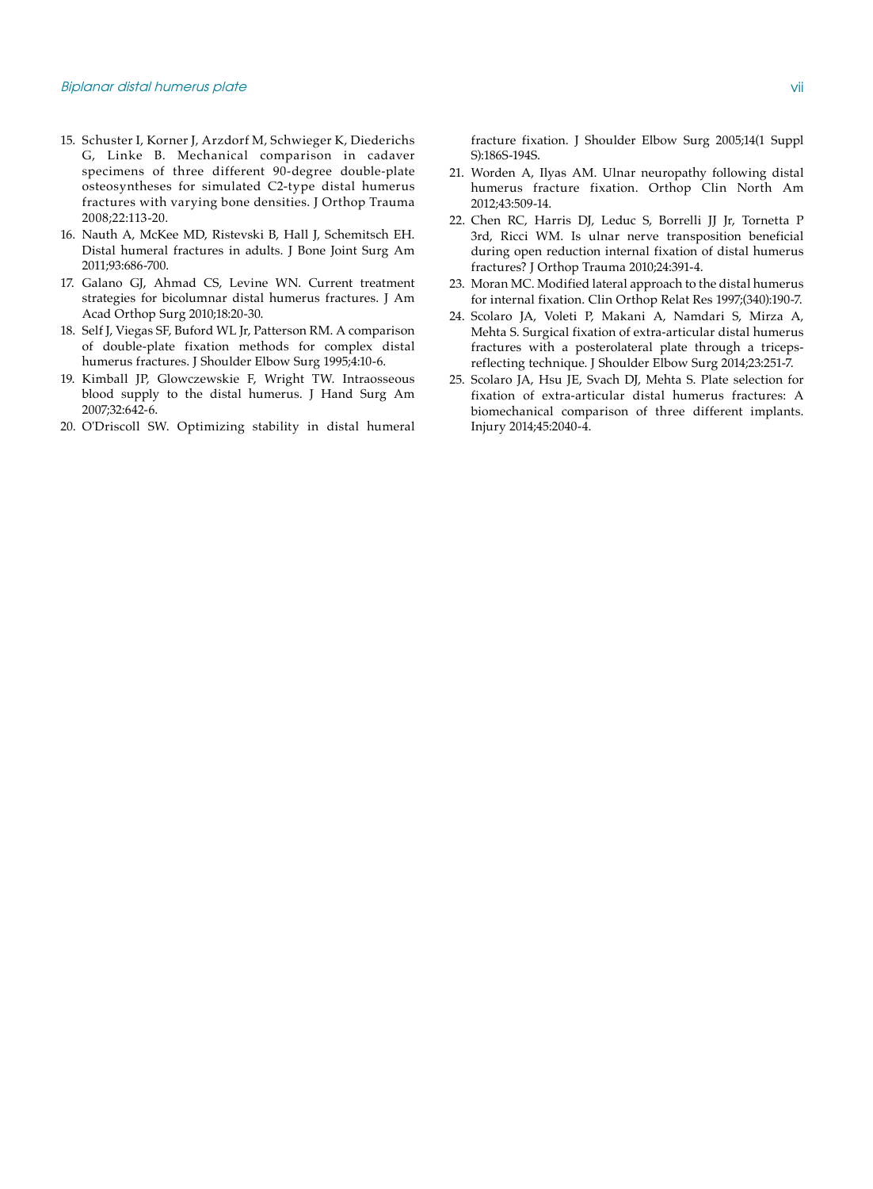15. Schuster I, Korner J, Arzdorf M, Schwieger K, Diederichs G, Linke B. Mechanical comparison in cadaver specimens of three different 90-degree double-plate osteosyntheses for simulated C2-type distal humerus fractures with varying bone densities. J Orthop Trauma 2008;22:113-20.
16. Nauth A, McKee MD, Ristevski B, Hall J, Schemitsch EH. Distal humeral fractures in adults. J Bone Joint Surg Am 2011;93:686-700.
17. Galano GJ, Ahmad CS, Levine WN. Current treatment strategies for bicolumnar distal humerus fractures. J Am Acad Orthop Surg 2010;18:20-30.
18. Self J, Viegas SF, Buford WL Jr, Patterson RM. A comparison of double-plate fixation methods for complex distal humerus fractures. J Shoulder Elbow Surg 1995;4:10-6.
19. Kimball JP, Glowczewskie F, Wright TW. Intraosseous blood supply to the distal humerus. J Hand Surg Am 2007;32:642-6.
20. O'Driscoll SW. Optimizing stability in distal humeral fracture fixation. J Shoulder Elbow Surg 2005;14(1 Suppl S):186S-194S.
21. Worden A, Ilyas AM. Ulnar neuropathy following distal humerus fracture fixation. Orthop Clin North Am 2012;43:509-14.
22. Chen RC, Harris DJ, Leduc S, Borrelli JJ Jr, Tornetta P 3rd, Ricci WM. Is ulnar nerve transposition beneficial during open reduction internal fixation of distal humerus fractures? J Orthop Trauma 2010;24:391-4.
23. Moran MC. Modified lateral approach to the distal humerus for internal fixation. Clin Orthop Relat Res 1997;(340):190-7.
24. Scolaro JA, Voleti P, Makani A, Namdari S, Mirza A, Mehta S. Surgical fixation of extra-articular distal humerus fractures with a posterolateral plate through a triceps-reflecting technique. J Shoulder Elbow Surg 2014;23:251-7.
25. Scolaro JA, Hsu JE, Svach DJ, Mehta S. Plate selection for fixation of extra-articular distal humerus fractures: A biomechanical comparison of three different implants. Injury 2014;45:2040-4.